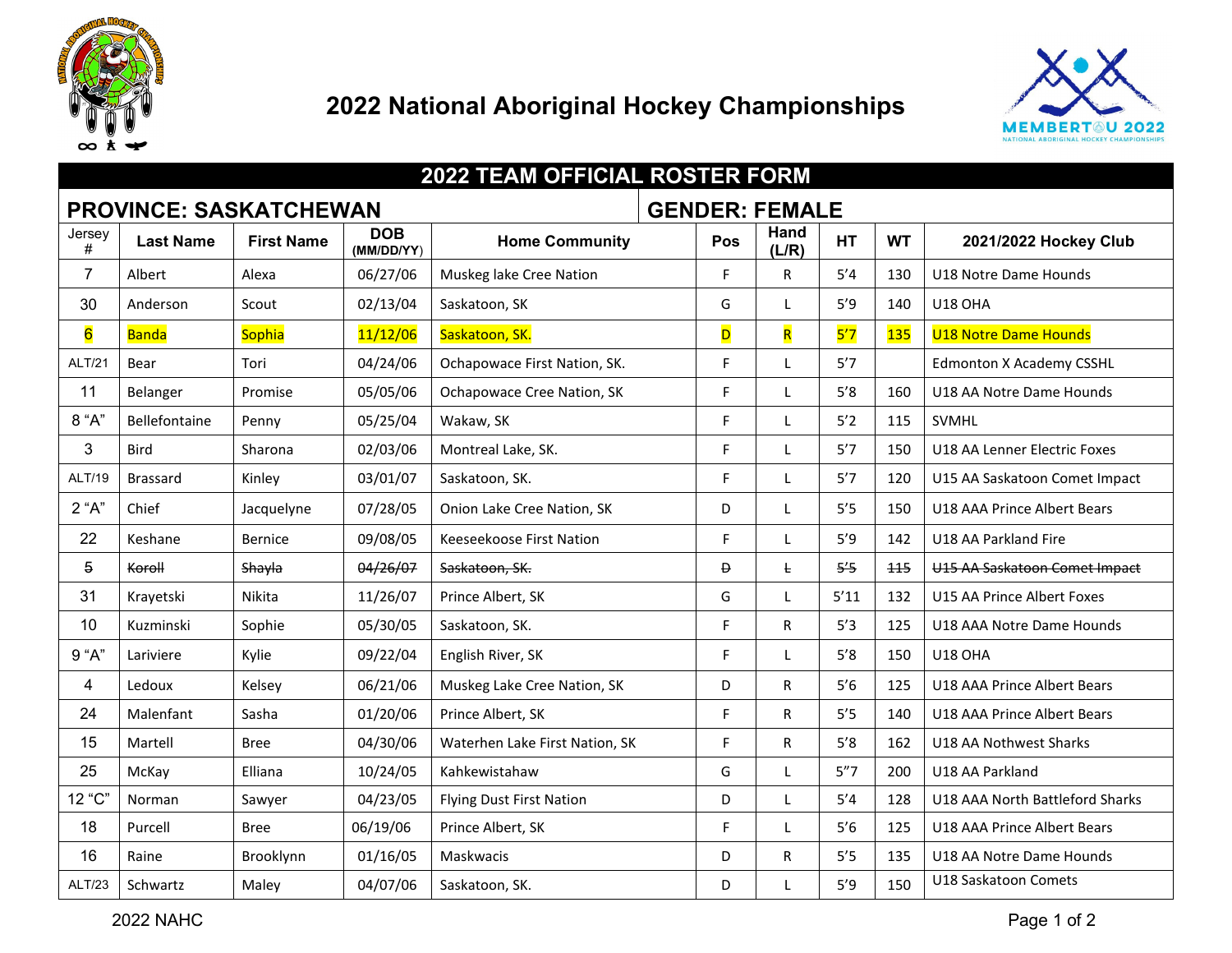# 2022 National Aboriginal Hockey Championships

## 2022 TEAM OFFICIAL ROSTER FORM

**PROVINCE: SASKATCHEWAN** | **GENDER: FEMALE**

| Jersey # | Last Name | First Name | DOB (MM/DD/YY) | Home Community | Pos | Hand (L/R) | HT | WT | 2021/2022 Hockey Club |
|---|---|---|---|---|---|---|---|---|---|
| 7 | Albert | Alexa | 06/27/06 | Muskeg lake Cree Nation | F | R | 5'4 | 130 | U18 Notre Dame Hounds |
| 30 | Anderson | Scout | 02/13/04 | Saskatoon, SK | G | L | 5'9 | 140 | U18 OHA |
| 6 | Banda | Sophia | 11/12/06 | Saskatoon, SK. | D | R | 5'7 | 135 | U18 Notre Dame Hounds |
| ALT/21 | Bear | Tori | 04/24/06 | Ochapowace First Nation, SK. | F | L | 5'7 | | Edmonton X Academy CSSHL |
| 11 | Belanger | Promise | 05/05/06 | Ochapowace Cree Nation, SK | F | L | 5'8 | 160 | U18 AA Notre Dame Hounds |
| 8 "A" | Bellefontaine | Penny | 05/25/04 | Wakaw, SK | F | L | 5'2 | 115 | SVMHL |
| 3 | Bird | Sharona | 02/03/06 | Montreal Lake, SK. | F | L | 5'7 | 150 | U18 AA Lenner Electric Foxes |
| ALT/19 | Brassard | Kinley | 03/01/07 | Saskatoon, SK. | F | L | 5'7 | 120 | U15 AA Saskatoon Comet Impact |
| 2 "A" | Chief | Jacquelyne | 07/28/05 | Onion Lake Cree Nation, SK | D | L | 5'5 | 150 | U18 AAA Prince Albert Bears |
| 22 | Keshane | Bernice | 09/08/05 | Keeseekoose First Nation | F | L | 5'9 | 142 | U18 AA Parkland Fire |
| 5 | ~~Koroll~~ | ~~Shayla~~ | ~~04/26/07~~ | ~~Saskatoon, SK.~~ | ~~D~~ | ~~L~~ | ~~5'5~~ | ~~115~~ | ~~U15 AA Saskatoon Comet Impact~~ |
| 31 | Krayetski | Nikita | 11/26/07 | Prince Albert, SK | G | L | 5'11 | 132 | U15 AA Prince Albert Foxes |
| 10 | Kuzminski | Sophie | 05/30/05 | Saskatoon, SK. | F | R | 5'3 | 125 | U18 AAA Notre Dame Hounds |
| 9 "A" | Lariviere | Kylie | 09/22/04 | English River, SK | F | L | 5'8 | 150 | U18 OHA |
| 4 | Ledoux | Kelsey | 06/21/06 | Muskeg Lake Cree Nation, SK | D | R | 5'6 | 125 | U18 AAA Prince Albert Bears |
| 24 | Malenfant | Sasha | 01/20/06 | Prince Albert, SK | F | R | 5'5 | 140 | U18 AAA Prince Albert Bears |
| 15 | Martell | Bree | 04/30/06 | Waterhen Lake First Nation, SK | F | R | 5'8 | 162 | U18 AA Nothwest Sharks |
| 25 | McKay | Elliana | 10/24/05 | Kahkewistahaw | G | L | 5"7 | 200 | U18 AA Parkland |
| 12 "C" | Norman | Sawyer | 04/23/05 | Flying Dust First Nation | D | L | 5'4 | 128 | U18 AAA North Battleford Sharks |
| 18 | Purcell | Bree | 06/19/06 | Prince Albert, SK | F | L | 5'6 | 125 | U18 AAA Prince Albert Bears |
| 16 | Raine | Brooklynn | 01/16/05 | Maskwacis | D | R | 5'5 | 135 | U18 AA Notre Dame Hounds |
| ALT/23 | Schwartz | Maley | 04/07/06 | Saskatoon, SK. | D | L | 5'9 | 150 | U18 Saskatoon Comets |

2022 NAHC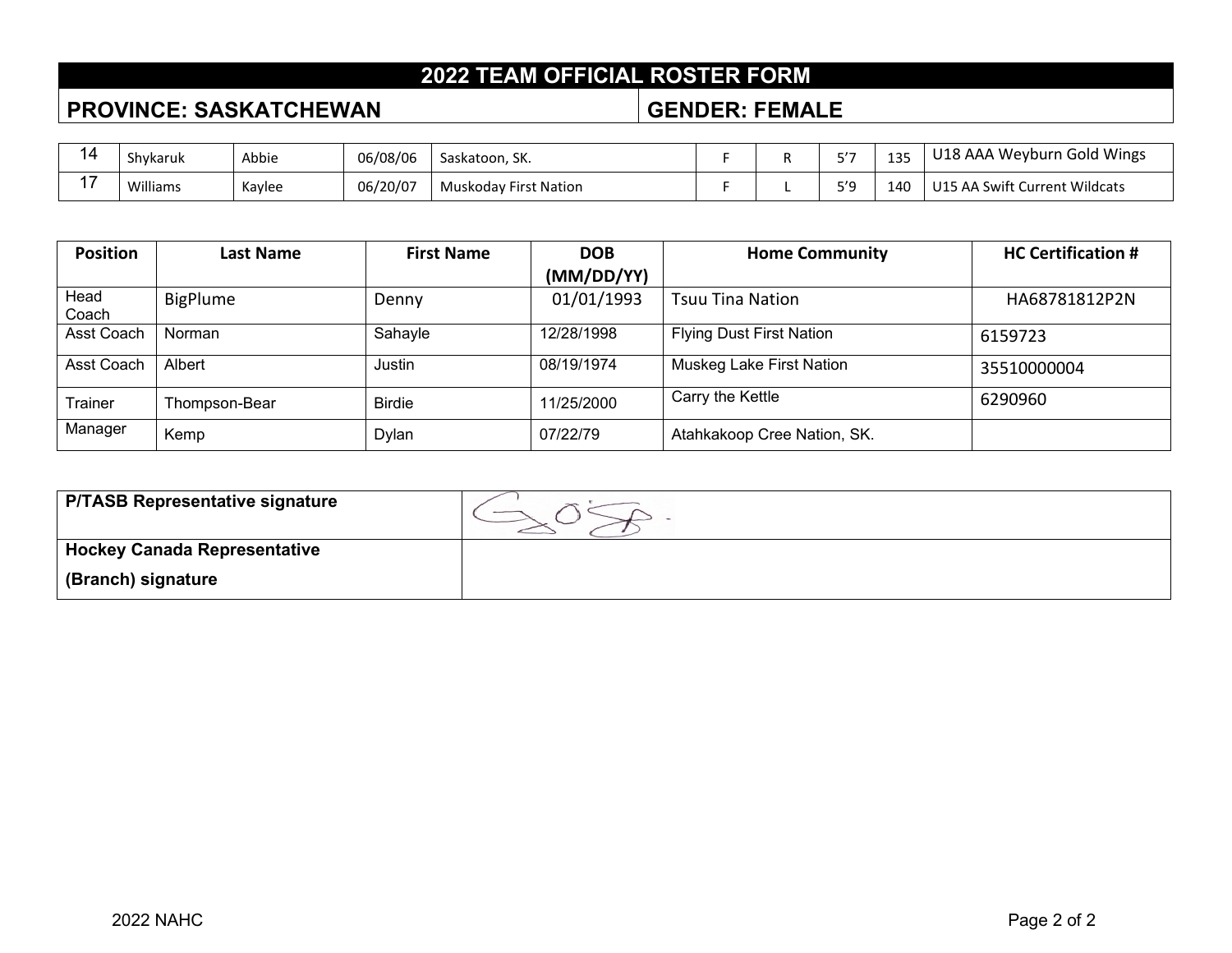# 2022 TEAM OFFICIAL ROSTER FORM

**PROVINCE: SASKATCHEWAN** | **GENDER: FEMALE**

| | | | | | | | | | |
|---|---|---|---|---|---|---|---|---|---|
| 14 | Shykaruk | Abbie | 06/08/06 | Saskatoon, SK. | F | R | 5'7 | 135 | U18 AAA Weyburn Gold Wings |
| 17 | Williams | Kaylee | 06/20/07 | Muskoday First Nation | F | L | 5'9 | 140 | U15 AA Swift Current Wildcats |

| Position | Last Name | First Name | DOB (MM/DD/YY) | Home Community | HC Certification # |
|---|---|---|---|---|---|
| Head Coach | BigPlume | Denny | 01/01/1993 | Tsuu Tina Nation | HA68781812P2N |
| Asst Coach | Norman | Sahayle | 12/28/1998 | Flying Dust First Nation | 6159723 |
| Asst Coach | Albert | Justin | 08/19/1974 | Muskeg Lake First Nation | 35510000004 |
| Trainer | Thompson-Bear | Birdie | 11/25/2000 | Carry the Kettle | 6290960 |
| Manager | Kemp | Dylan | 07/22/79 | Atahkakoop Cree Nation, SK. | |

| | |
|---|---|
| **P/TASB Representative signature** | |
| **Hockey Canada Representative (Branch) signature** | |